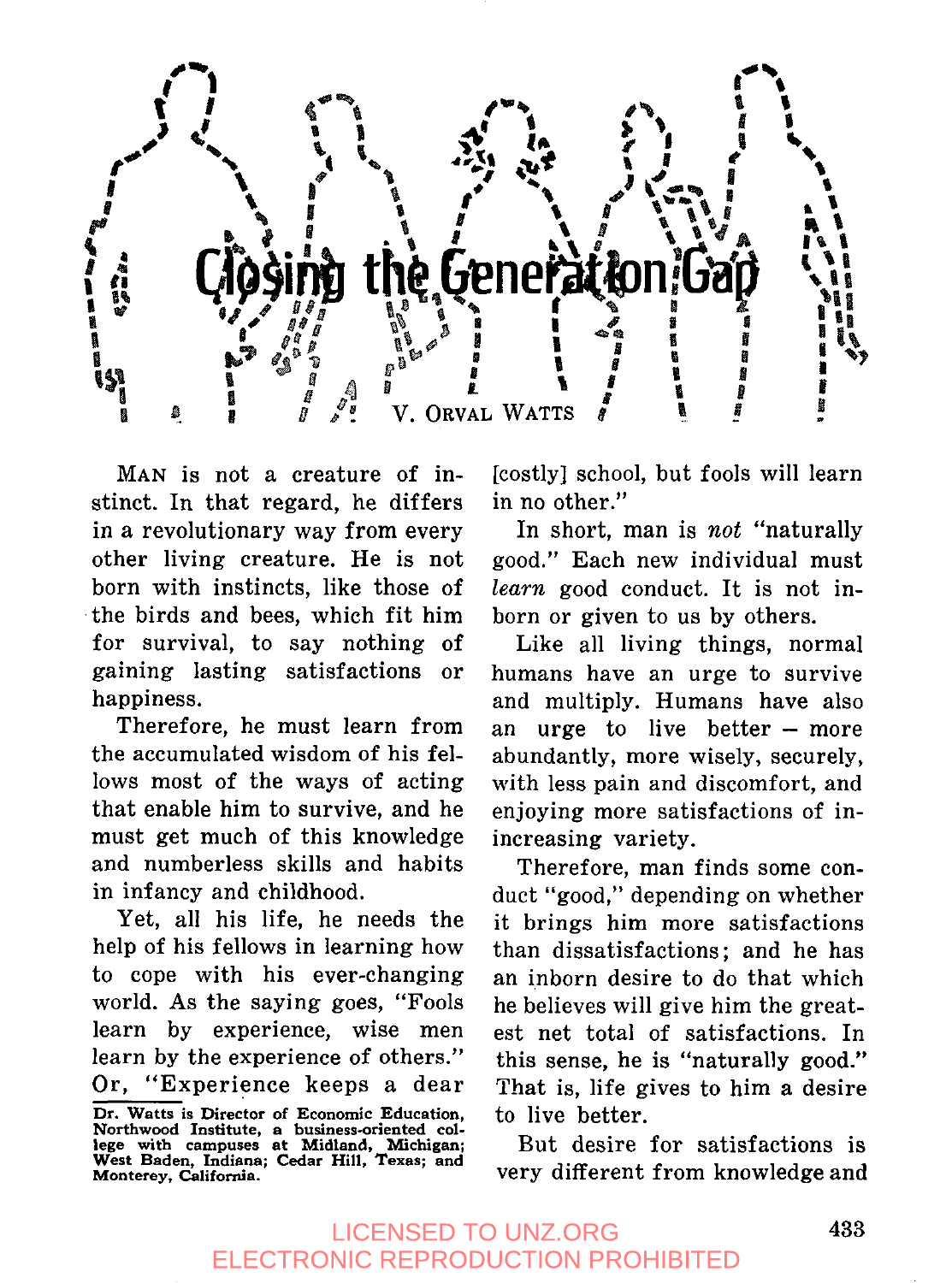# Closing the Generation Gap

V. Orval Watts

MAN is not a creature of instinct. In that regard, he differs in a revolutionary way from every other living creature. He is not born with instincts, like those of the birds and bees, which fit him for survival, to say nothing of gaining lasting satisfactions or happiness.

Therefore, he must learn from the accumulated wisdom of his fellows most of the ways of acting that enable him to survive, and he must get much of this knowledge and numberless skills and habits in infancy and childhood.

Yet, all his life, he needs the help of his fellows in learning how to cope with his ever-changing world. As the saying goes, "Fools learn by experience, wise men learn by the experience of others." Or, "Experience keeps a dear [costly] school, but fools will learn in no other."

In short, man is *not* "naturally good." Each new individual must *learn* good conduct. It is not inborn or given to us by others.

Like all living things, normal humans have an urge to survive and multiply. Humans have also an urge to live better – more abundantly, more wisely, securely, with less pain and discomfort, and enjoying more satisfactions of inincreasing variety.

Therefore, man finds some conduct "good," depending on whether it brings him more satisfactions than dissatisfactions; and he has an inborn desire to do that which he believes will give him the greatest net total of satisfactions. In this sense, he is "naturally good." That is, life gives to him a desire to live better.

But desire for satisfactions is very different from knowledge and

**Dr. Watts is Director of Economic Education, Northwood Institute, a business-oriented college with campuses at Midland, Michigan; West Baden, Indiana; Cedar Hill, Texas; and Monterey, California.**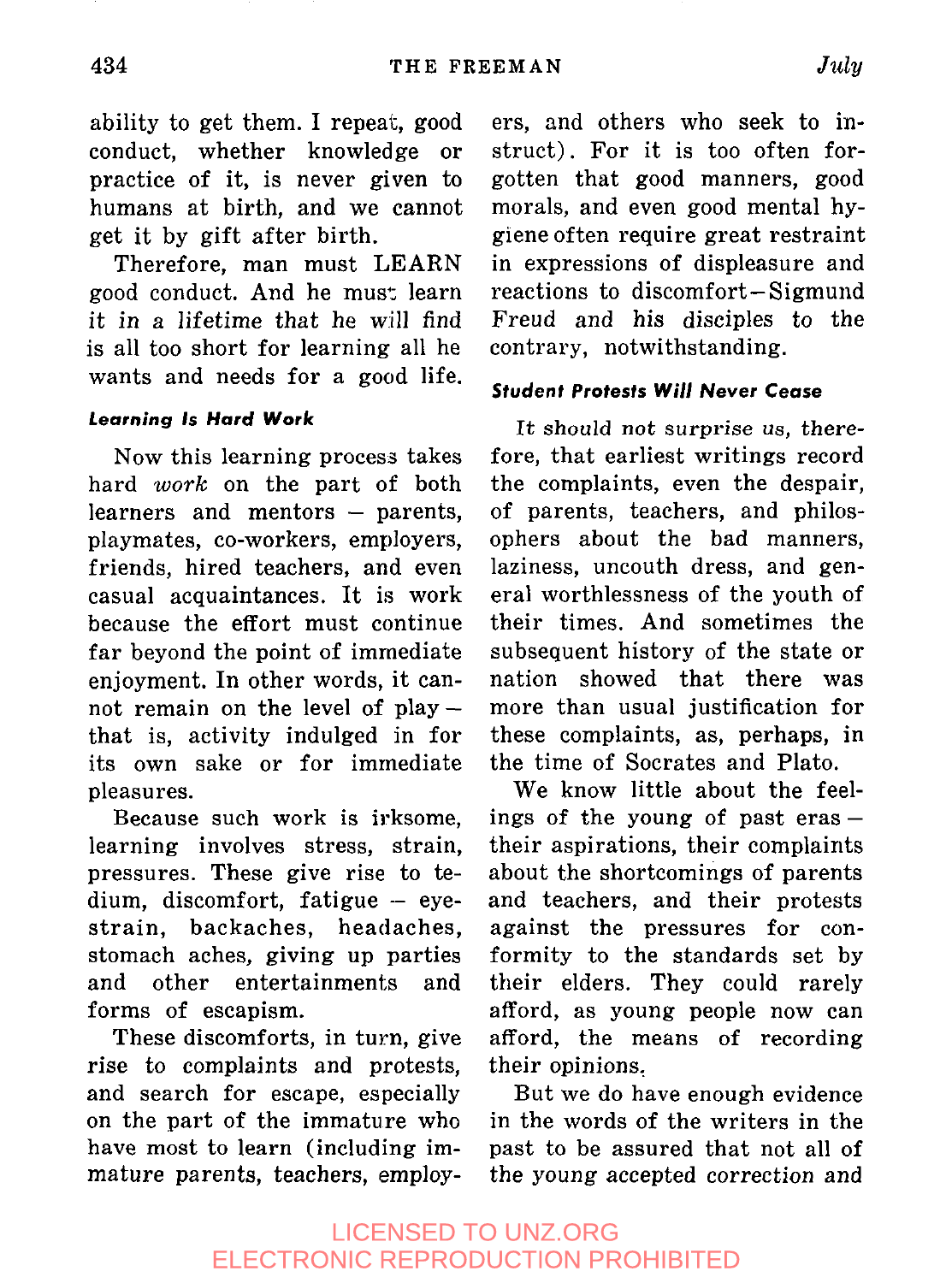ability to get them. I repeat, good conduct, whether knowledge or practice of it, is never given to humans at birth, and we cannot get it by gift after birth.

Therefore, man must LEARN good conduct. And he must learn it *in a lifetime that he will find* is all too short for learning all he wants and needs for a good life.

### *Learning Is Hard Work*

Now this learning process takes hard *work* on the part of both learners and mentors – parents, playmates, co-workers, employers, friends, hired teachers, and even casual acquaintances. It is work because the effort must continue far beyond the point of immediate enjoyment. In other words, it cannot remain on the level of play – that is, activity indulged in for its own sake or for immediate pleasures.

Because such work is irksome, learning involves stress, strain, pressures. These give rise to tedium, discomfort, fatigue – eyestrain, backaches, headaches, stomach aches, giving up parties and other entertainments and forms of escapism.

These discomforts, in turn, give rise to complaints and protests, and search for escape, especially on the part of the immature who have most to learn (including immature parents, teachers, employers, and others who seek to instruct). For it is too often forgotten that good manners, good morals, and even good mental hygiene often require great restraint in expressions of displeasure and reactions to discomfort – Sigmund Freud and his disciples to the contrary, notwithstanding.

### *Student Protests Will Never Cease*

It should not surprise us, therefore, that earliest writings record the complaints, even the despair, of parents, teachers, and philosophers about the bad manners, laziness, uncouth dress, and general worthlessness of the youth of their times. And sometimes the subsequent history of the state or nation showed that there was more than usual justification for these complaints, as, perhaps, in the time of Socrates and Plato.

We know little about the feelings of the young of past eras – their aspirations, their complaints about the shortcomings of parents and teachers, and their protests against the pressures for conformity to the standards set by their elders. They could rarely afford, as young people now can afford, the means of recording their opinions.

But we do have enough evidence in the words of the writers in the past to be assured that not all of the young accepted correction and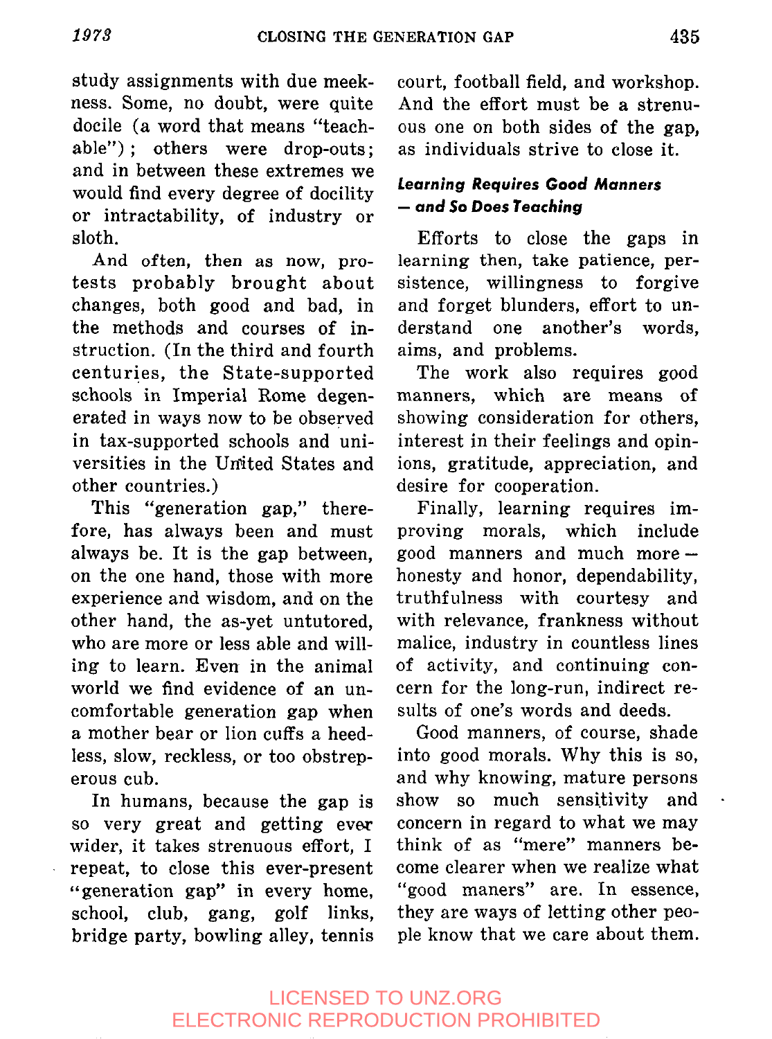study assignments with due meekness. Some, no doubt, were quite docile (a word that means "teachable"); others were drop-outs; and in between these extremes we would find every degree of docility or intractability, of industry or sloth.

And often, then as now, protests probably brought about changes, both good and bad, in the methods and courses of instruction. (In the third and fourth centuries, the State-supported schools in Imperial Rome degenerated in ways now to be observed in tax-supported schools and universities in the United States and other countries.)

This "generation gap," therefore, has always been and must always be. It is the gap between, on the one hand, those with more experience and wisdom, and on the other hand, the as-yet untutored, who are more or less able and willing to learn. Even in the animal world we find evidence of an uncomfortable generation gap when a mother bear or lion cuffs a heedless, slow, reckless, or too obstreperous cub.

In humans, because the gap is so very great and getting ever wider, it takes strenuous effort, I repeat, to close this ever-present "generation gap" in every home, school, club, gang, golf links, bridge party, bowling alley, tennis court, football field, and workshop. And the effort must be a strenuous one on both sides of the gap, as individuals strive to close it.

### *Learning Requires Good Manners — and So Does Teaching*

Efforts to close the gaps in learning then, take patience, persistence, willingness to forgive and forget blunders, effort to understand one another's words, aims, and problems.

The work also requires good manners, which are means of showing consideration for others, interest in their feelings and opinions, gratitude, appreciation, and desire for cooperation.

Finally, learning requires improving morals, which include good manners and much more — honesty and honor, dependability, truthfulness with courtesy and with relevance, frankness without malice, industry in countless lines of activity, and continuing concern for the long-run, indirect results of one's words and deeds.

Good manners, of course, shade into good morals. Why this is so, and why knowing, mature persons show so much sensitivity and concern in regard to what we may think of as "mere" manners become clearer when we realize what "good maners" are. In essence, they are ways of letting other people know that we care about them.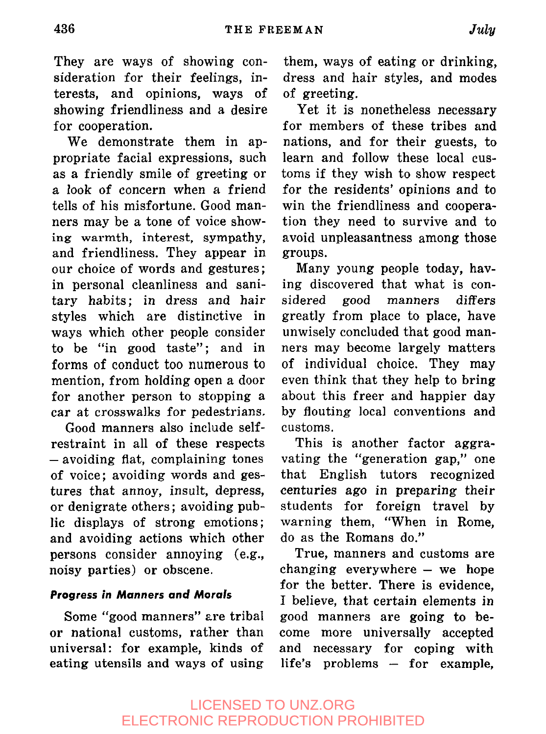They are ways of showing consideration for their feelings, interests, and opinions, ways of showing friendliness and a desire for cooperation.

We demonstrate them in appropriate facial expressions, such as a friendly smile of greeting or a look of concern when a friend tells of his misfortune. Good manners may be a tone of voice showing warmth, interest, sympathy, and friendliness. They appear in our choice of words and gestures; in personal cleanliness and sanitary habits; in dress and hair styles which are distinctive in ways which other people consider to be "in good taste"; and in forms of conduct too numerous to mention, from holding open a door for another person to stopping a car at crosswalks for pedestrians.

Good manners also include self-restraint in all of these respects – avoiding flat, complaining tones of voice; avoiding words and gestures that annoy, insult, depress, or denigrate others; avoiding public displays of strong emotions; and avoiding actions which other persons consider annoying (e.g., noisy parties) or obscene.

### *Progress in Manners and Morals*

Some "good manners" are tribal or national customs, rather than universal: for example, kinds of eating utensils and ways of using them, ways of eating or drinking, dress and hair styles, and modes of greeting.

Yet it is nonetheless necessary for members of these tribes and nations, and for their guests, to learn and follow these local customs if they wish to show respect for the residents' opinions and to win the friendliness and cooperation they need to survive and to avoid unpleasantness among those groups.

Many young people today, having discovered that what is considered good manners differs greatly from place to place, have unwisely concluded that good manners may become largely matters of individual choice. They may even think that they help to bring about this freer and happier day by flouting local conventions and customs.

This is another factor aggravating the "generation gap," one that English tutors recognized centuries ago in preparing their students for foreign travel by warning them, "When in Rome, do as the Romans do."

True, manners and customs are changing everywhere – we hope for the better. There is evidence, I believe, that certain elements in good manners are going to become more universally accepted and necessary for coping with life's problems – for example,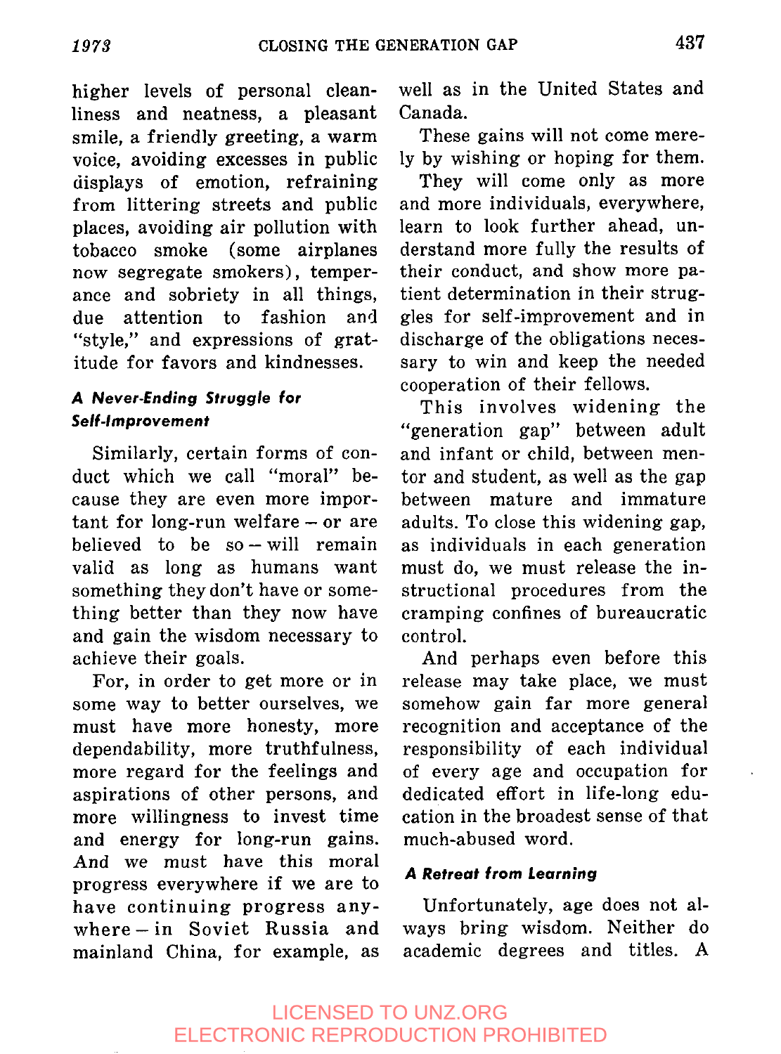higher levels of personal cleanliness and neatness, a pleasant smile, a friendly greeting, a warm voice, avoiding excesses in public displays of emotion, refraining from littering streets and public places, avoiding air pollution with tobacco smoke (some airplanes now segregate smokers), temperance and sobriety in all things, due attention to fashion and "style," and expressions of gratitude for favors and kindnesses.

### *A Never-Ending Struggle for Self-Improvement*

Similarly, certain forms of conduct which we call "moral" because they are even more important for long-run welfare – or are believed to be so – will remain valid as long as humans want something they don't have or something better than they now have and gain the wisdom necessary to achieve their goals.

For, in order to get more or in some way to better ourselves, we must have more honesty, more dependability, more truthfulness, more regard for the feelings and aspirations of other persons, and more willingness to invest time and energy for long-run gains. And we must have this moral progress everywhere if we are to have continuing progress anywhere – in Soviet Russia and mainland China, for example, as well as in the United States and Canada.

These gains will not come merely by wishing or hoping for them.

They will come only as more and more individuals, everywhere, learn to look further ahead, understand more fully the results of their conduct, and show more patient determination in their struggles for self-improvement and in discharge of the obligations necessary to win and keep the needed cooperation of their fellows.

This involves widening the "generation gap" between adult and infant or child, between mentor and student, as well as the gap between mature and immature adults. To close this widening gap, as individuals in each generation must do, we must release the instructional procedures from the cramping confines of bureaucratic control.

And perhaps even before this release may take place, we must somehow gain far more general recognition and acceptance of the responsibility of each individual of every age and occupation for dedicated effort in life-long education in the broadest sense of that much-abused word.

### *A Retreat from Learning*

Unfortunately, age does not always bring wisdom. Neither do academic degrees and titles. A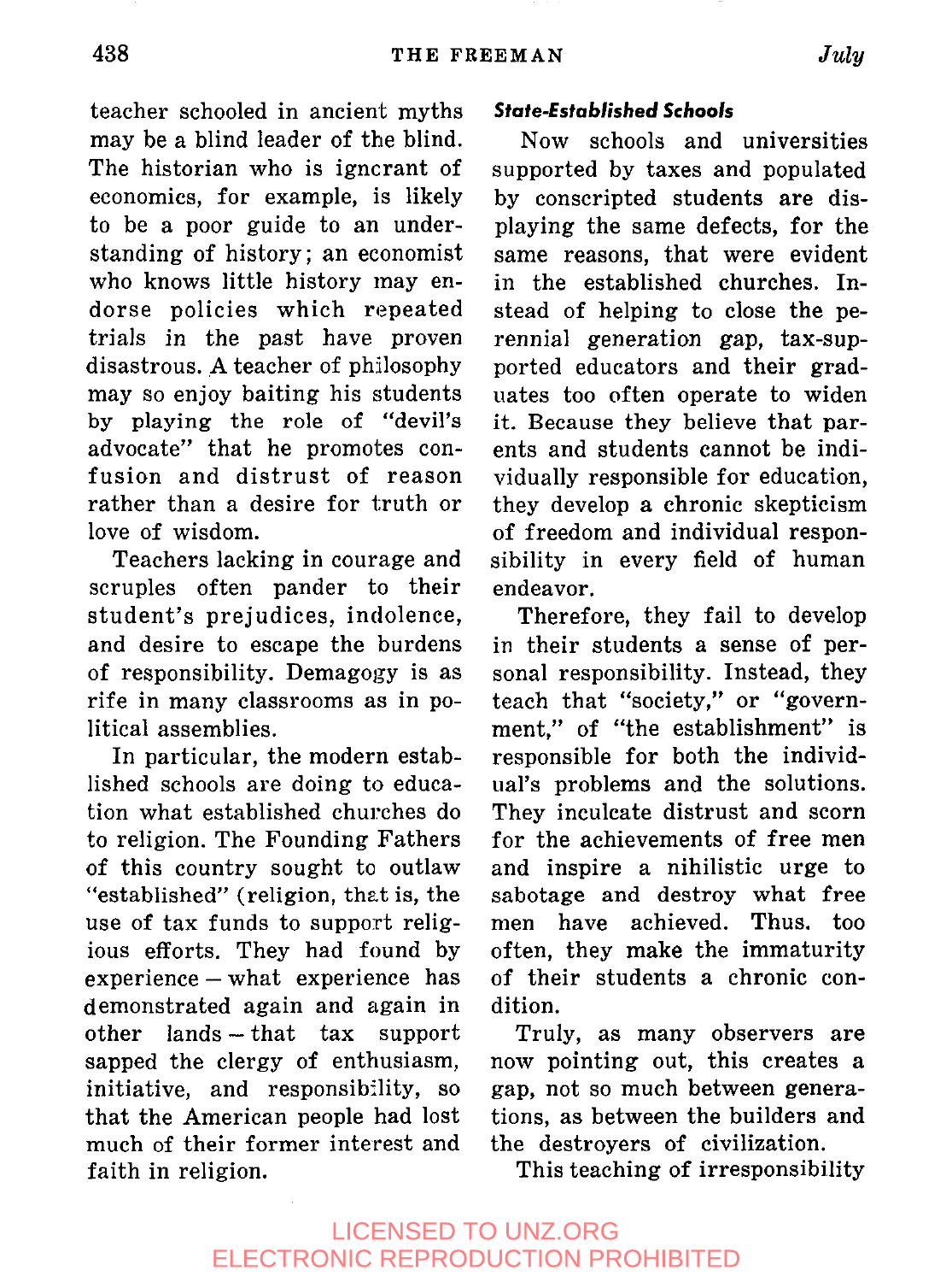teacher schooled in ancient myths may be a blind leader of the blind. The historian who is ignorant of economics, for example, is likely to be a poor guide to an understanding of history; an economist who knows little history may endorse policies which repeated trials in the past have proven disastrous. A teacher of philosophy may so enjoy baiting his students by playing the role of "devil's advocate" that he promotes confusion and distrust of reason rather than a desire for truth or love of wisdom.

Teachers lacking in courage and scruples often pander to their student's prejudices, indolence, and desire to escape the burdens of responsibility. Demagogy is as rife in many classrooms as in political assemblies.

In particular, the modern established schools are doing to education what established churches do to religion. The Founding Fathers of this country sought to outlaw "established" (religion, that is, the use of tax funds to support religious efforts. They had found by experience – what experience has demonstrated again and again in other lands – that tax support sapped the clergy of enthusiasm, initiative, and responsibility, so that the American people had lost much of their former interest and faith in religion.

### *State-Established Schools*

Now schools and universities supported by taxes and populated by conscripted students are displaying the same defects, for the same reasons, that were evident in the established churches. Instead of helping to close the perennial generation gap, tax-supported educators and their graduates too often operate to widen it. Because they believe that parents and students cannot be individually responsible for education, they develop a chronic skepticism of freedom and individual responsibility in every field of human endeavor.

Therefore, they fail to develop in their students a sense of personal responsibility. Instead, they teach that "society," or "government," of "the establishment" is responsible for both the individual's problems and the solutions. They inculcate distrust and scorn for the achievements of free men and inspire a nihilistic urge to sabotage and destroy what free men have achieved. Thus. too often, they make the immaturity of their students a chronic condition.

Truly, as many observers are now pointing out, this creates a gap, not so much between generations, as between the builders and the destroyers of civilization.

This teaching of irresponsibility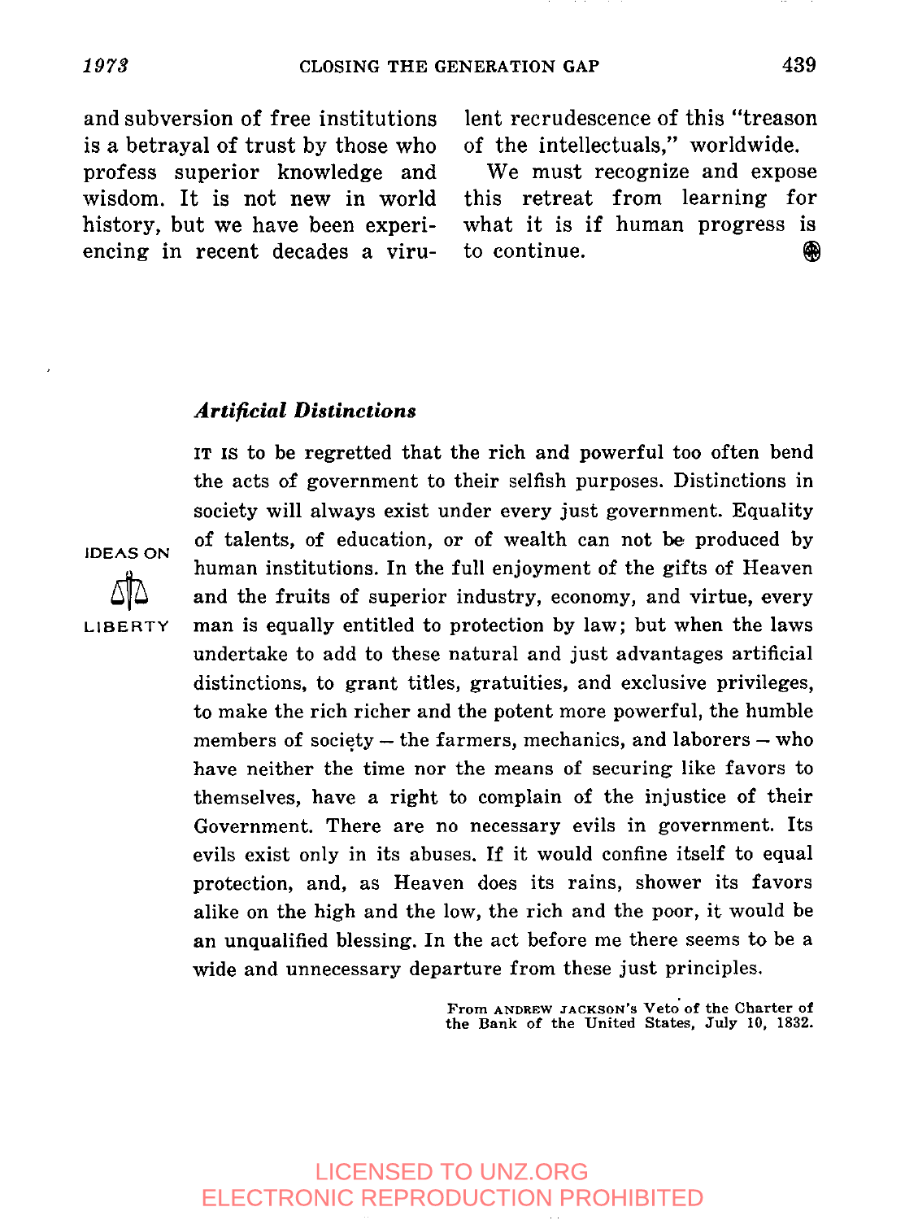and subversion of free institutions is a betrayal of trust by those who profess superior knowledge and wisdom. It is not new in world history, but we have been experiencing in recent decades a virulent recrudescence of this "treason of the intellectuals," worldwide.

We must recognize and expose this retreat from learning for what it is if human progress is to continue.

### *Artificial Distinctions*

IDEAS ON LIBERTY

IT IS to be regretted that the rich and powerful too often bend the acts of government to their selfish purposes. Distinctions in society will always exist under every just government. Equality of talents, of education, or of wealth can not be produced by human institutions. In the full enjoyment of the gifts of Heaven and the fruits of superior industry, economy, and virtue, every man is equally entitled to protection by law; but when the laws undertake to add to these natural and just advantages artificial distinctions, to grant titles, gratuities, and exclusive privileges, to make the rich richer and the potent more powerful, the humble members of society – the farmers, mechanics, and laborers – who have neither the time nor the means of securing like favors to themselves, have a right to complain of the injustice of their Government. There are no necessary evils in government. Its evils exist only in its abuses. If it would confine itself to equal protection, and, as Heaven does its rains, shower its favors alike on the high and the low, the rich and the poor, it would be an unqualified blessing. In the act before me there seems to be a wide and unnecessary departure from these just principles.

From ANDREW JACKSON's Veto of the Charter of the Bank of the United States, July 10, 1832.

LICENSED TO UNZ.ORG
ELECTRONIC REPRODUCTION PROHIBITED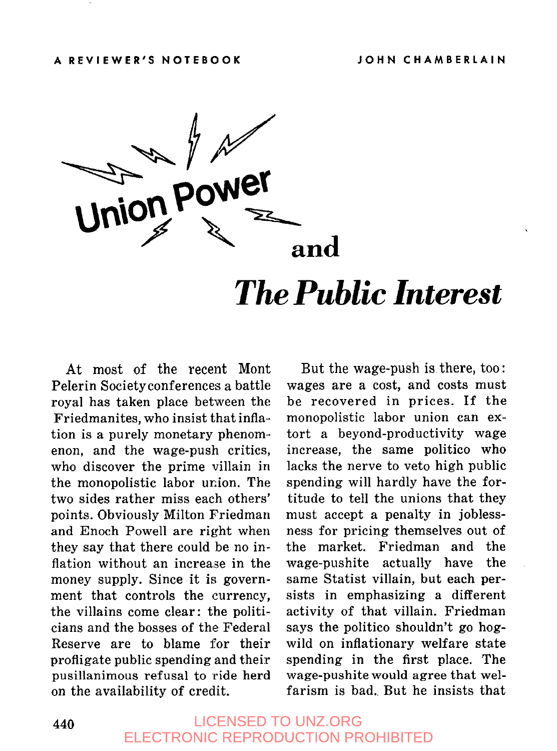A REVIEWER'S NOTEBOOK

JOHN CHAMBERLAIN

# Union Power and *The Public Interest*

At most of the recent Mont Pelerin Society conferences a battle royal has taken place between the Friedmanites, who insist that inflation is a purely monetary phenomenon, and the wage-push critics, who discover the prime villain in the monopolistic labor union. The two sides rather miss each others' points. Obviously Milton Friedman and Enoch Powell are right when they say that there could be no inflation without an increase in the money supply. Since it is government that controls the currency, the villains come clear: the politicians and the bosses of the Federal Reserve are to blame for their profligate public spending and their pusillanimous refusal to ride herd on the availability of credit.

But the wage-push is there, too: wages are a cost, and costs must be recovered in prices. If the monopolistic labor union can extort a beyond-productivity wage increase, the same politico who lacks the nerve to veto high public spending will hardly have the fortitude to tell the unions that they must accept a penalty in joblessness for pricing themselves out of the market. Friedman and the wage-pushite actually have the same Statist villain, but each persists in emphasizing a different activity of that villain. Friedman says the politico shouldn't go hog-wild on inflationary welfare state spending in the first place. The wage-pushite would agree that welfarism is bad. But he insists that